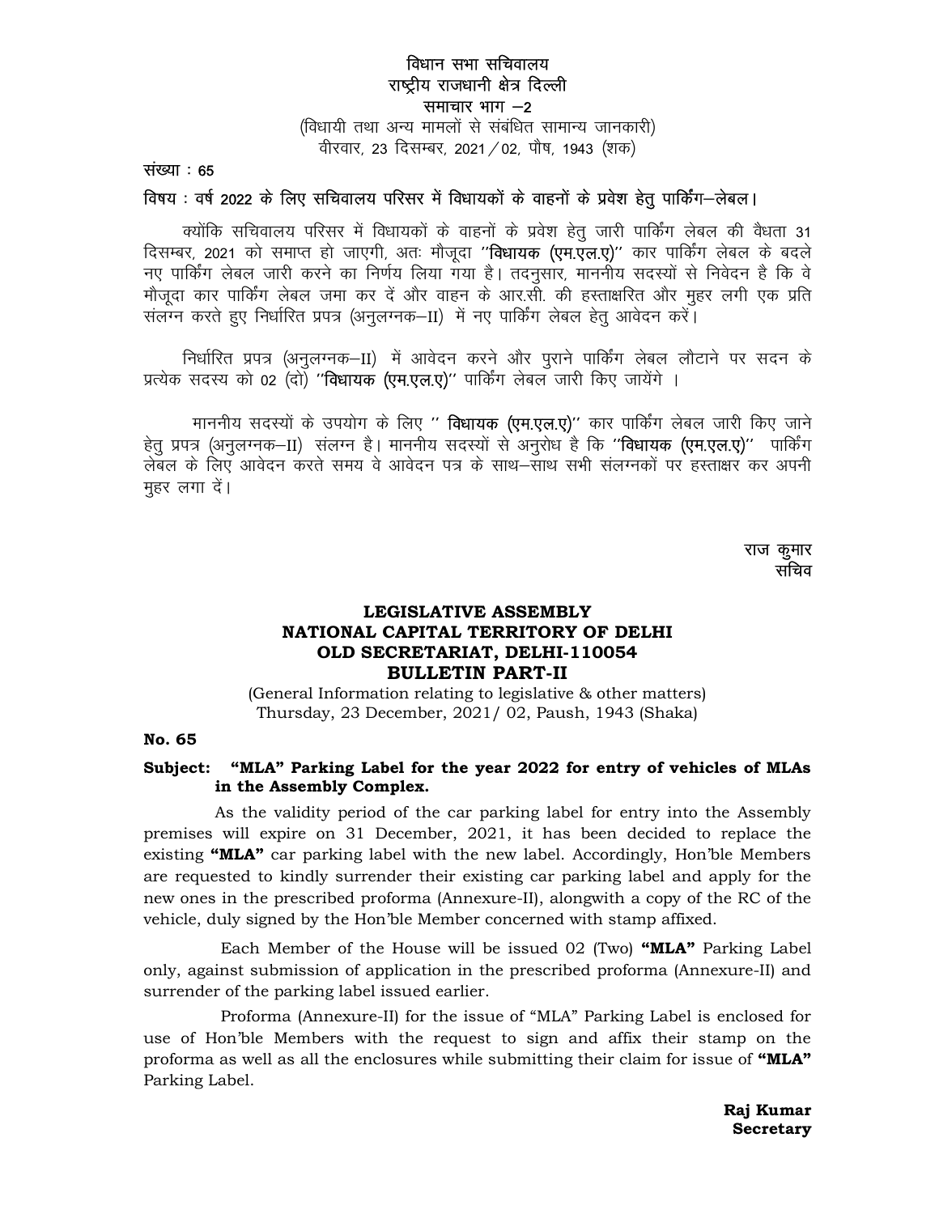# विधान सभा सचिवालय
# राष्ट्रीय राजधानी क्षेत्र दिल्ली
## समाचार भाग –2

(विधायी तथा अन्य मामलों से संबंधित सामान्य जानकारी)
वीरवार, 23 दिसम्बर, 2021 / 02, पौष, 1943 (शक)

**संख्या : 65**

**विषय : वर्ष 2022 के लिए सचिवालय परिसर में विधायकों के वाहनों के प्रवेश हेतु पार्किंग–लेबल।**

क्योंकि सचिवालय परिसर में विधायकों के वाहनों के प्रवेश हेतु जारी पार्किंग लेबल की वैधता 31 दिसम्बर, 2021 को समाप्त हो जाएगी, अतः मौजूदा **''विधायक (एम.एल.ए)''** कार पार्किंग लेबल के बदले नए पार्किंग लेबल जारी करने का निर्णय लिया गया है। तदनुसार, माननीय सदस्यों से निवेदन है कि वे मौजूदा कार पार्किंग लेबल जमा कर दें और वाहन के आर.सी. की हस्ताक्षरित और मुहर लगी एक प्रति संलग्न करते हुए निर्धारित प्रपत्र (अनुलग्नक–II) में नए पार्किंग लेबल हेतु आवेदन करें।

निर्धारित प्रपत्र (अनुलग्नक–II) में आवेदन करने और पुराने पार्किंग लेबल लौटाने पर सदन के प्रत्येक सदस्य को 02 (दो) **''विधायक (एम.एल.ए)''** पार्किंग लेबल जारी किए जायेंगे ।

माननीय सदस्यों के उपयोग के लिए **'' विधायक (एम.एल.ए)''** कार पार्किंग लेबल जारी किए जाने हेतु प्रपत्र (अनुलग्नक–II) संलग्न है। माननीय सदस्यों से अनुरोध है कि **''विधायक (एम.एल.ए)''** पार्किंग लेबल के लिए आवेदन करते समय वे आवेदन पत्र के साथ–साथ सभी संलग्नकों पर हस्ताक्षर कर अपनी मुहर लगा दें।

राज कुमार
सचिव

# LEGISLATIVE ASSEMBLY
# NATIONAL CAPITAL TERRITORY OF DELHI
# OLD SECRETARIAT, DELHI-110054
## BULLETIN PART-II

(General Information relating to legislative & other matters)
Thursday, 23 December, 2021/ 02, Paush, 1943 (Shaka)

**No. 65**

**Subject: "MLA" Parking Label for the year 2022 for entry of vehicles of MLAs in the Assembly Complex.**

As the validity period of the car parking label for entry into the Assembly premises will expire on 31 December, 2021, it has been decided to replace the existing **"MLA"** car parking label with the new label. Accordingly, Hon'ble Members are requested to kindly surrender their existing car parking label and apply for the new ones in the prescribed proforma (Annexure-II), alongwith a copy of the RC of the vehicle, duly signed by the Hon'ble Member concerned with stamp affixed.

Each Member of the House will be issued 02 (Two) **"MLA"** Parking Label only, against submission of application in the prescribed proforma (Annexure-II) and surrender of the parking label issued earlier.

Proforma (Annexure-II) for the issue of "MLA" Parking Label is enclosed for use of Hon'ble Members with the request to sign and affix their stamp on the proforma as well as all the enclosures while submitting their claim for issue of **"MLA"** Parking Label.

**Raj Kumar**
**Secretary**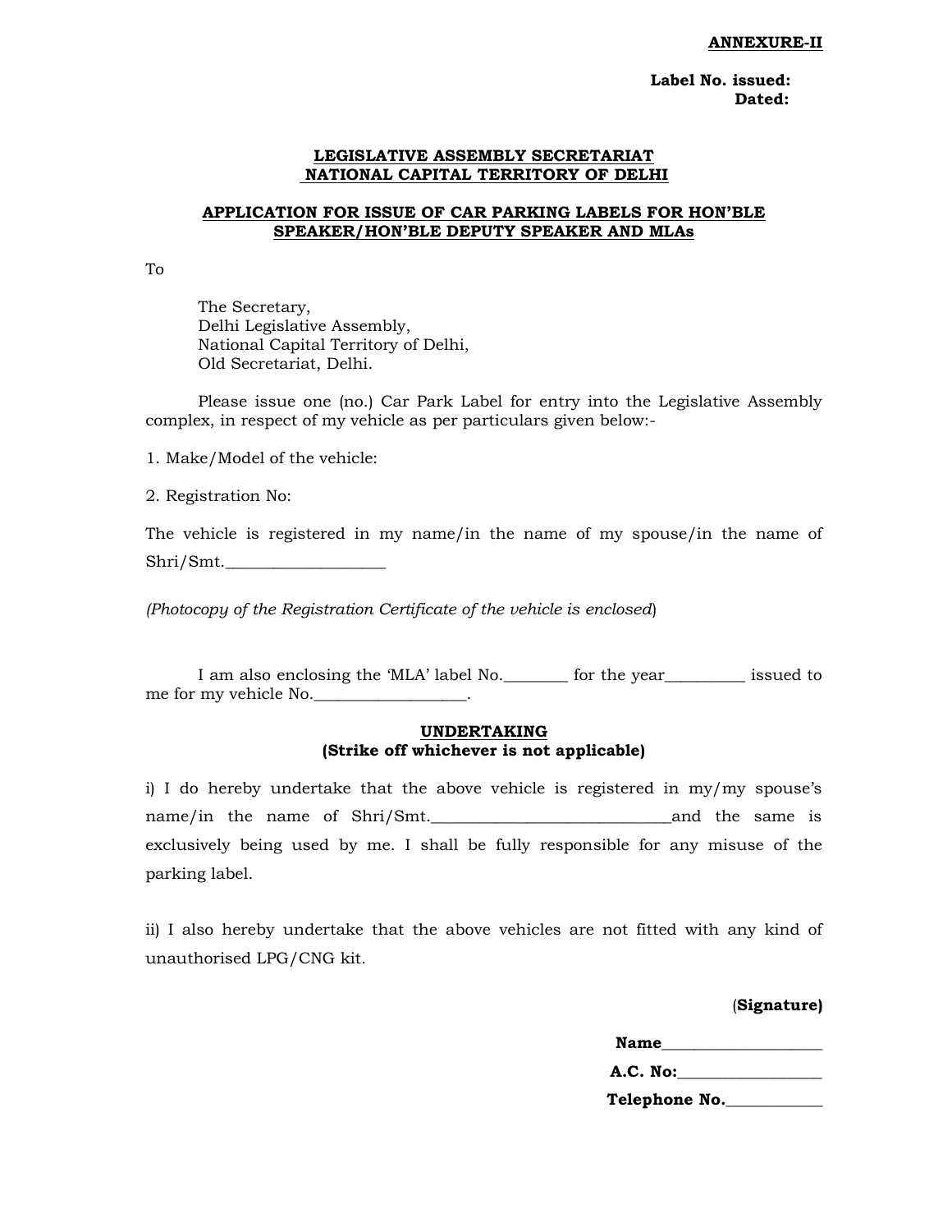**ANNEXURE-II**

**Label No. issued:**
**Dated:**

**LEGISLATIVE ASSEMBLY SECRETARIAT**
**NATIONAL CAPITAL TERRITORY OF DELHI**

**APPLICATION FOR ISSUE OF CAR PARKING LABELS FOR HON'BLE SPEAKER/HON'BLE DEPUTY SPEAKER AND MLAs**

To

The Secretary,
Delhi Legislative Assembly,
National Capital Territory of Delhi,
Old Secretariat, Delhi.

Please issue one (no.) Car Park Label for entry into the Legislative Assembly complex, in respect of my vehicle as per particulars given below:-

1. Make/Model of the vehicle:

2. Registration No:

The vehicle is registered in my name/in the name of my spouse/in the name of Shri/Smt.____________________

*(Photocopy of the Registration Certificate of the vehicle is enclosed*)

I am also enclosing the 'MLA' label No.________ for the year__________ issued to me for my vehicle No.___________________.

**UNDERTAKING**
**(Strike off whichever is not applicable)**

i) I do hereby undertake that the above vehicle is registered in my/my spouse's name/in the name of Shri/Smt.______________________________and the same is exclusively being used by me. I shall be fully responsible for any misuse of the parking label.

ii) I also hereby undertake that the above vehicles are not fitted with any kind of unauthorised LPG/CNG kit.

(**Signature)**

**Name**____________________

**A.C. No:**__________________

**Telephone No.**____________